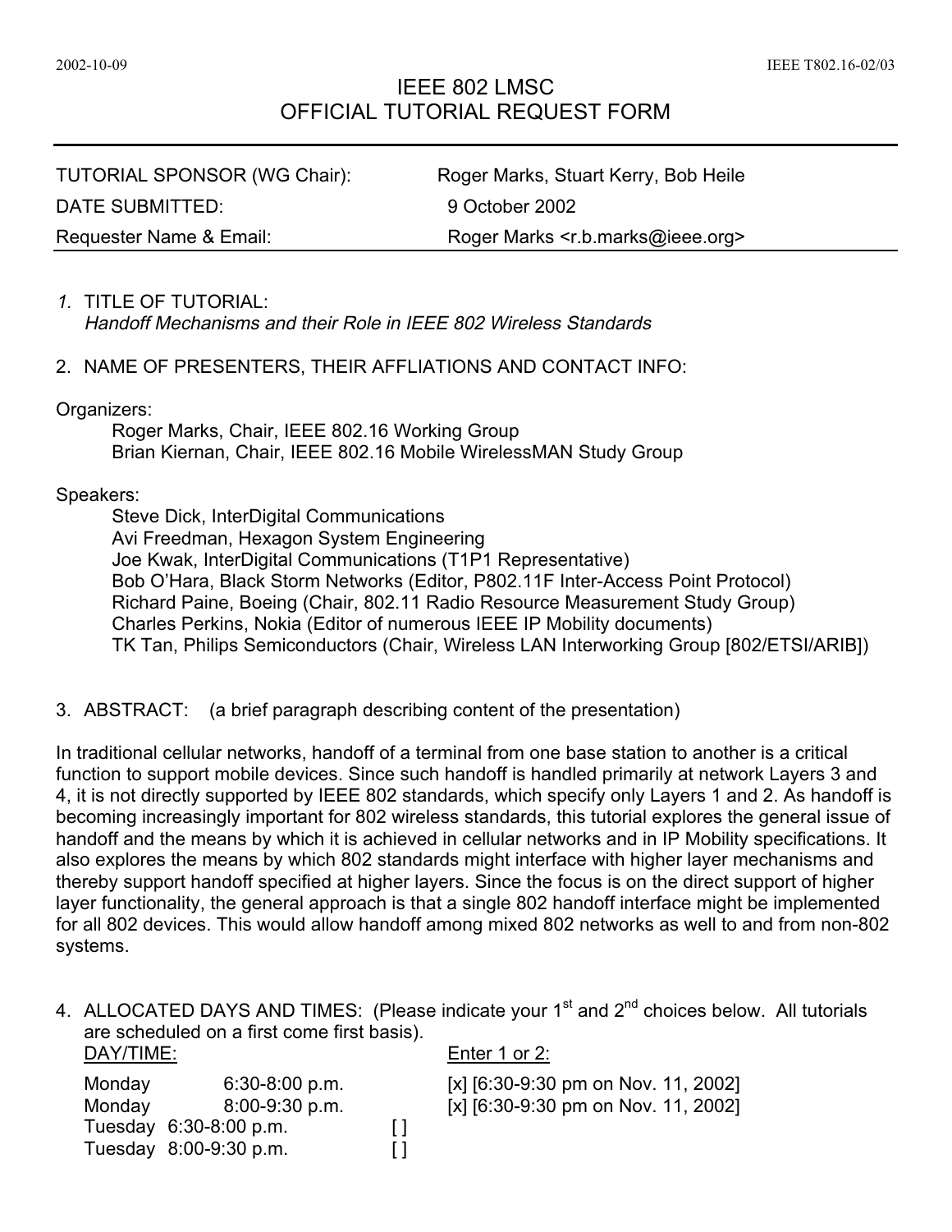# IEEE 802 LMSC
# OFFICIAL TUTORIAL REQUEST FORM

| | |
|---|---|
| TUTORIAL SPONSOR (WG Chair): | Roger Marks, Stuart Kerry, Bob Heile |
| DATE SUBMITTED: | 9 October 2002 |
| Requester Name & Email: | Roger Marks <r.b.marks@ieee.org> |

1. TITLE OF TUTORIAL:
   *Handoff Mechanisms and their Role in IEEE 802 Wireless Standards*

2. NAME OF PRESENTERS, THEIR AFFLIATIONS AND CONTACT INFO:

Organizers:

- Roger Marks, Chair, IEEE 802.16 Working Group
- Brian Kiernan, Chair, IEEE 802.16 Mobile WirelessMAN Study Group

Speakers:

- Steve Dick, InterDigital Communications
- Avi Freedman, Hexagon System Engineering
- Joe Kwak, InterDigital Communications (T1P1 Representative)
- Bob O'Hara, Black Storm Networks (Editor, P802.11F Inter-Access Point Protocol)
- Richard Paine, Boeing (Chair, 802.11 Radio Resource Measurement Study Group)
- Charles Perkins, Nokia (Editor of numerous IEEE IP Mobility documents)
- TK Tan, Philips Semiconductors (Chair, Wireless LAN Interworking Group [802/ETSI/ARIB])

3. ABSTRACT: (a brief paragraph describing content of the presentation)

In traditional cellular networks, handoff of a terminal from one base station to another is a critical function to support mobile devices. Since such handoff is handled primarily at network Layers 3 and 4, it is not directly supported by IEEE 802 standards, which specify only Layers 1 and 2. As handoff is becoming increasingly important for 802 wireless standards, this tutorial explores the general issue of handoff and the means by which it is achieved in cellular networks and in IP Mobility specifications. It also explores the means by which 802 standards might interface with higher layer mechanisms and thereby support handoff specified at higher layers. Since the focus is on the direct support of higher layer functionality, the general approach is that a single 802 handoff interface might be implemented for all 802 devices. This would allow handoff among mixed 802 networks as well to and from non-802 systems.

4. ALLOCATED DAYS AND TIMES: (Please indicate your 1st and 2nd choices below. All tutorials are scheduled on a first come first basis).

| DAY/TIME: | | Enter 1 or 2: |
|---|---|---|
| Monday | 6:30-8:00 p.m. | [x] [6:30-9:30 pm on Nov. 11, 2002] |
| Monday | 8:00-9:30 p.m. | [x] [6:30-9:30 pm on Nov. 11, 2002] |
| Tuesday | 6:30-8:00 p.m. | [ ] |
| Tuesday | 8:00-9:30 p.m. | [ ] |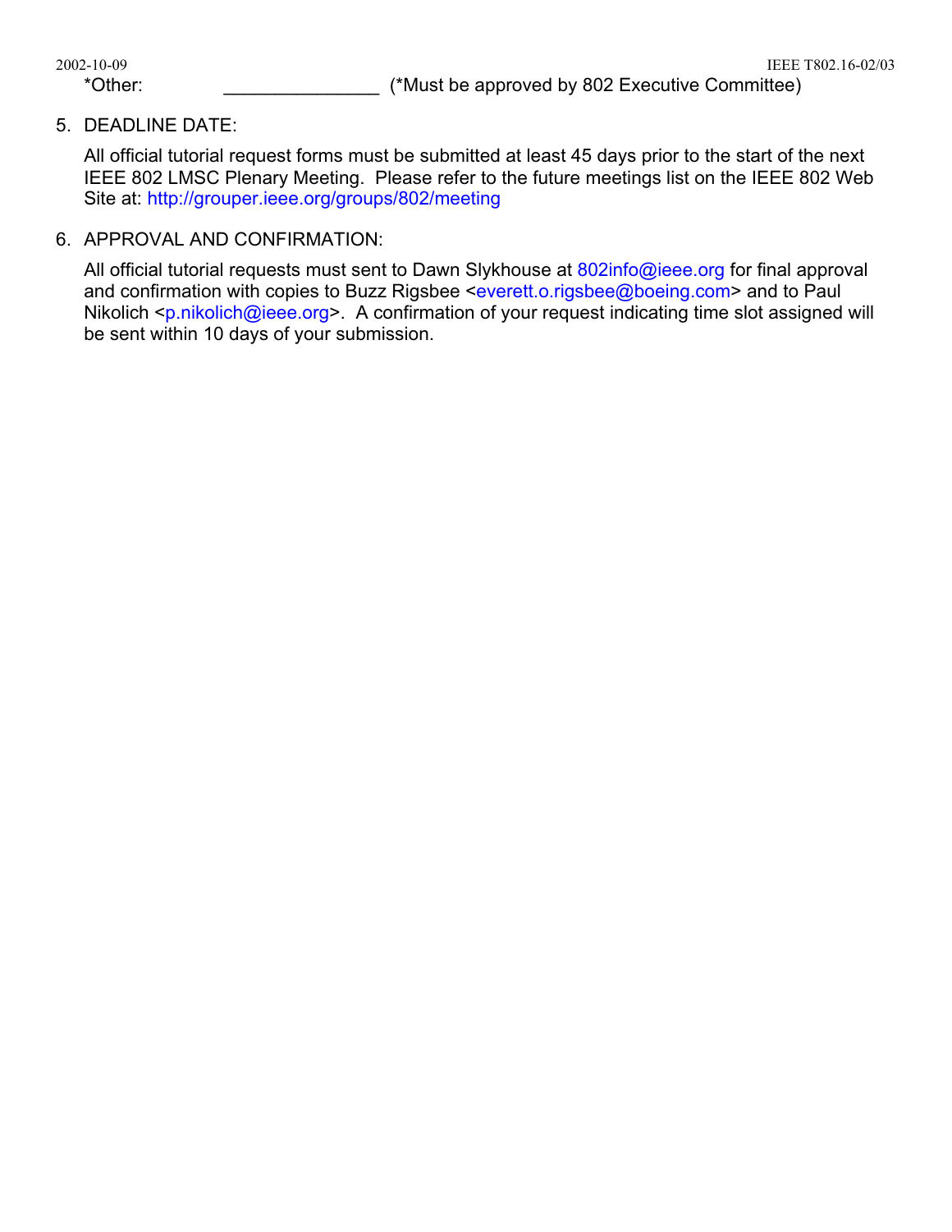*Other: _______________ (*Must be approved by 802 Executive Committee)

5. DEADLINE DATE:

   All official tutorial request forms must be submitted at least 45 days prior to the start of the next IEEE 802 LMSC Plenary Meeting. Please refer to the future meetings list on the IEEE 802 Web Site at: http://grouper.ieee.org/groups/802/meeting

6. APPROVAL AND CONFIRMATION:

   All official tutorial requests must sent to Dawn Slykhouse at 802info@ieee.org for final approval and confirmation with copies to Buzz Rigsbee <everett.o.rigsbee@boeing.com> and to Paul Nikolich <p.nikolich@ieee.org>. A confirmation of your request indicating time slot assigned will be sent within 10 days of your submission.